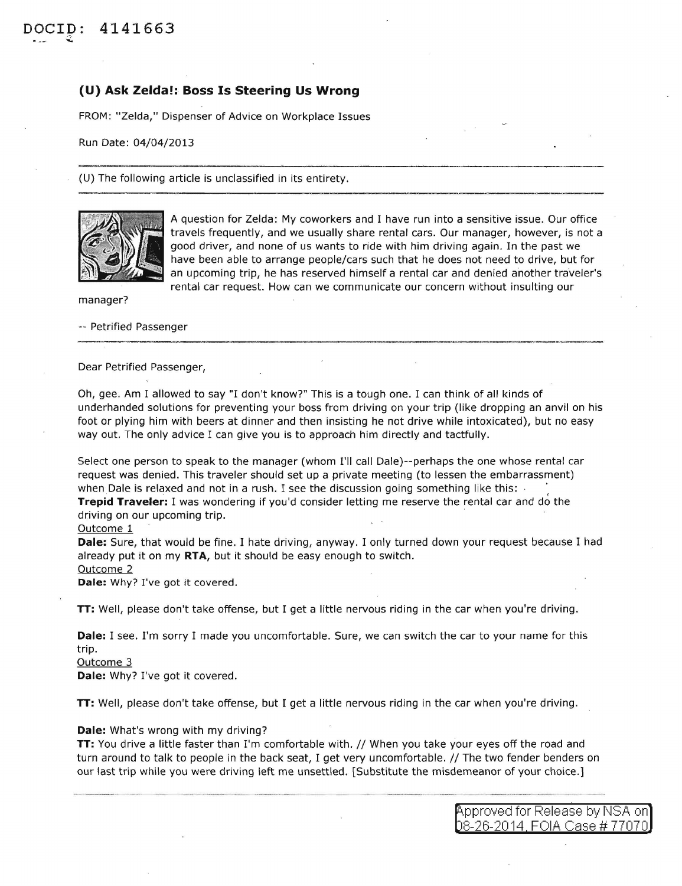DOCID: 4141663

## (U) Ask Zelda!: Boss Is Steering Us Wrong

FROM: "Zelda," Dispenser of Advice on Workplace Issues

Run Date: 04/04/2013

---

(U) The following article is unclassified in its entirety.

---

A question for Zelda: My coworkers and I have run into a sensitive issue. Our office travels frequently, and we usually share rental cars. Our manager, however, is not a good driver, and none of us wants to ride with him driving again. In the past we have been able to arrange people/cars such that he does not need to drive, but for an upcoming trip, he has reserved himself a rental car and denied another traveler's rental car request. How can we communicate our concern without insulting our manager?

-- Petrified Passenger

---

Dear Petrified Passenger,

Oh, gee. Am I allowed to say "I don't know?" This is a tough one. I can think of all kinds of underhanded solutions for preventing your boss from driving on your trip (like dropping an anvil on his foot or plying him with beers at dinner and then insisting he not drive while intoxicated), but no easy way out. The only advice I can give you is to approach him directly and tactfully.

Select one person to speak to the manager (whom I'll call Dale)--perhaps the one whose rental car request was denied. This traveler should set up a private meeting (to lessen the embarrassment) when Dale is relaxed and not in a rush. I see the discussion going something like this:

**Trepid Traveler:** I was wondering if you'd consider letting me reserve the rental car and do the driving on our upcoming trip.

Outcome 1

**Dale:** Sure, that would be fine. I hate driving, anyway. I only turned down your request because I had already put it on my **RTA**, but it should be easy enough to switch.

Outcome 2

**Dale:** Why? I've got it covered.

**TT:** Well, please don't take offense, but I get a little nervous riding in the car when you're driving.

**Dale:** I see. I'm sorry I made you uncomfortable. Sure, we can switch the car to your name for this trip.

Outcome 3

**Dale:** Why? I've got it covered.

**TT:** Well, please don't take offense, but I get a little nervous riding in the car when you're driving.

**Dale:** What's wrong with my driving?

**TT:** You drive a little faster than I'm comfortable with. // When you take your eyes off the road and turn around to talk to people in the back seat, I get very uncomfortable. // The two fender benders on our last trip while you were driving left me unsettled. [Substitute the misdemeanor of your choice.]

Approved for Release by NSA on 08-26-2014, FOIA Case # 77070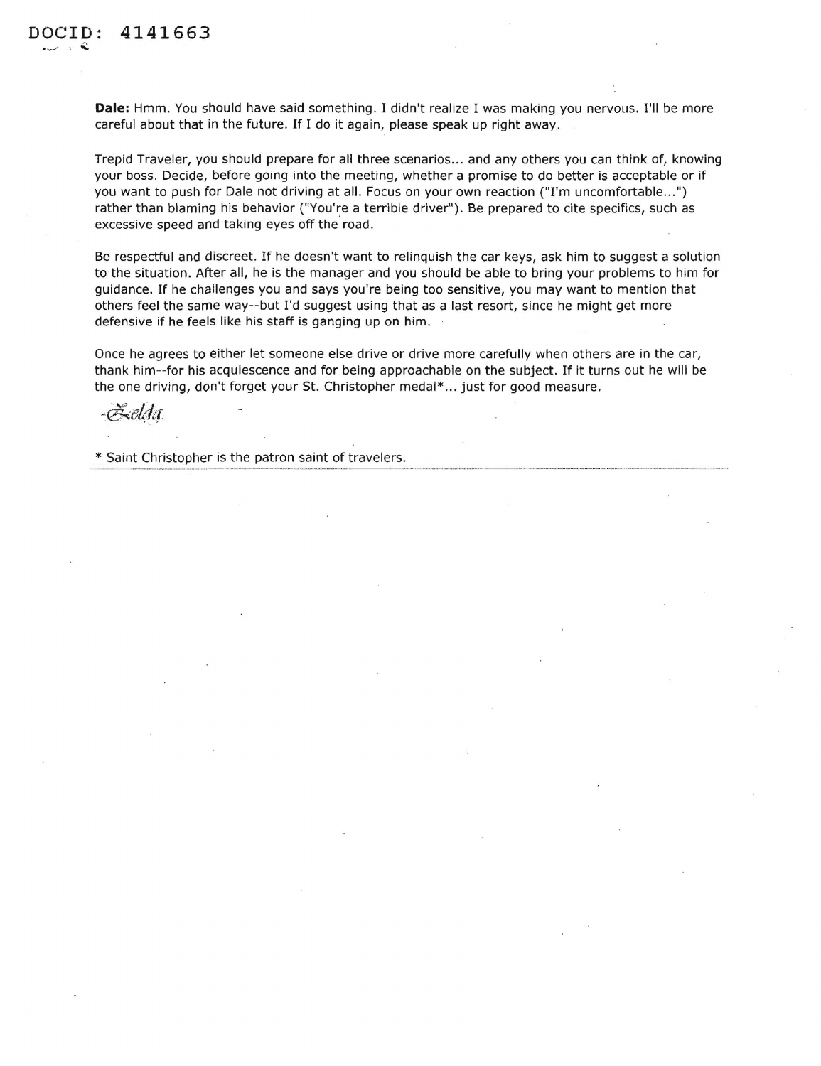**Dale:** Hmm. You should have said something. I didn't realize I was making you nervous. I'll be more careful about that in the future. If I do it again, please speak up right away.

Trepid Traveler, you should prepare for all three scenarios... and any others you can think of, knowing your boss. Decide, before going into the meeting, whether a promise to do better is acceptable or if you want to push for Dale not driving at all. Focus on your own reaction ("I'm uncomfortable...") rather than blaming his behavior ("You're a terrible driver"). Be prepared to cite specifics, such as excessive speed and taking eyes off the road.

Be respectful and discreet. If he doesn't want to relinquish the car keys, ask him to suggest a solution to the situation. After all, he is the manager and you should be able to bring your problems to him for guidance. If he challenges you and says you're being too sensitive, you may want to mention that others feel the same way--but I'd suggest using that as a last resort, since he might get more defensive if he feels like his staff is ganging up on him.

Once he agrees to either let someone else drive or drive more carefully when others are in the car, thank him--for his acquiescence and for being approachable on the subject. If it turns out he will be the one driving, don't forget your St. Christopher medal*... just for good measure.

-Zelda

* Saint Christopher is the patron saint of travelers.